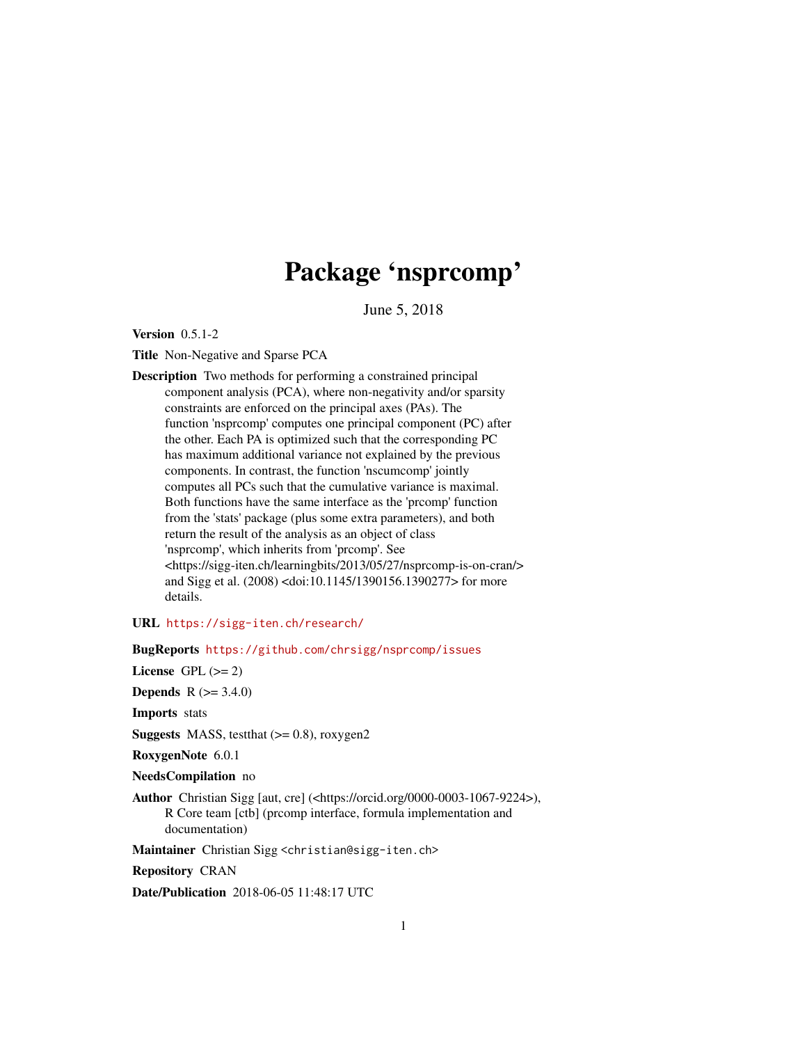# Package 'nsprcomp'

June 5, 2018

**Version** 0.5.1-2

**Title** Non-Negative and Sparse PCA

**Description** Two methods for performing a constrained principal component analysis (PCA), where non-negativity and/or sparsity constraints are enforced on the principal axes (PAs). The function 'nsprcomp' computes one principal component (PC) after the other. Each PA is optimized such that the corresponding PC has maximum additional variance not explained by the previous components. In contrast, the function 'nscumcomp' jointly computes all PCs such that the cumulative variance is maximal. Both functions have the same interface as the 'prcomp' function from the 'stats' package (plus some extra parameters), and both return the result of the analysis as an object of class 'nsprcomp', which inherits from 'prcomp'. See <https://sigg-iten.ch/learningbits/2013/05/27/nsprcomp-is-on-cran/> and Sigg et al. (2008) <doi:10.1145/1390156.1390277> for more details.

**URL** https://sigg-iten.ch/research/

**BugReports** https://github.com/chrsigg/nsprcomp/issues

**License** GPL (>= 2)

**Depends** R (>= 3.4.0)

**Imports** stats

**Suggests** MASS, testthat (>= 0.8), roxygen2

**RoxygenNote** 6.0.1

**NeedsCompilation** no

**Author** Christian Sigg [aut, cre] (<https://orcid.org/0000-0003-1067-9224>), R Core team [ctb] (prcomp interface, formula implementation and documentation)

**Maintainer** Christian Sigg <christian@sigg-iten.ch>

**Repository** CRAN

**Date/Publication** 2018-06-05 11:48:17 UTC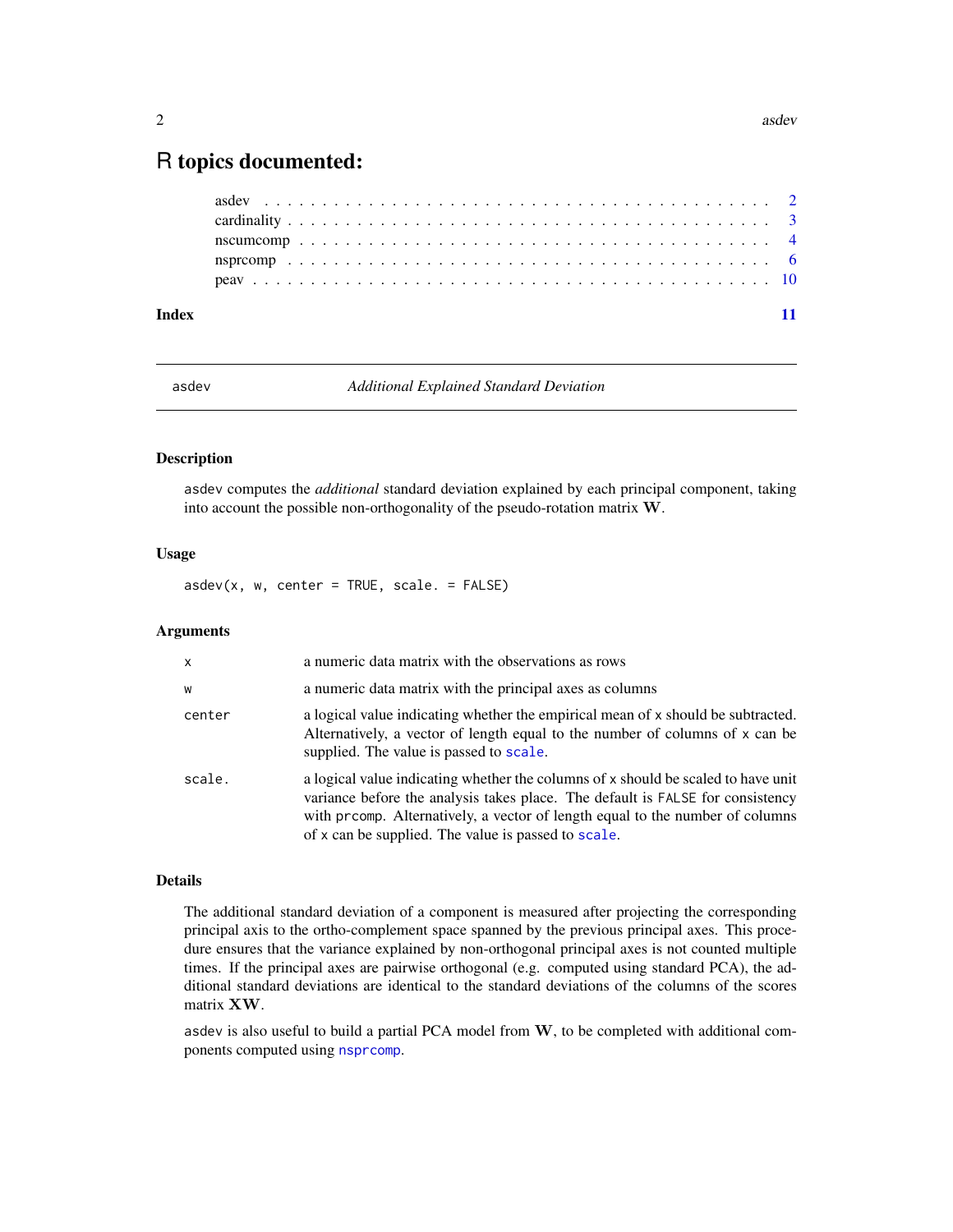# R topics documented:

asdev . . . . . . . . . . . . . . . . . . . . . . . . . . . . . . . . . . . . . . . . . . . 2
cardinality . . . . . . . . . . . . . . . . . . . . . . . . . . . . . . . . . . . . . . . . . 3
nscumcomp . . . . . . . . . . . . . . . . . . . . . . . . . . . . . . . . . . . . . . . . 4
nsprcomp . . . . . . . . . . . . . . . . . . . . . . . . . . . . . . . . . . . . . . . . . 6
peav . . . . . . . . . . . . . . . . . . . . . . . . . . . . . . . . . . . . . . . . . . . . 10

**Index** **11**

---

`asdev` *Additional Explained Standard Deviation*

---

### Description

`asdev` computes the *additional* standard deviation explained by each principal component, taking into account the possible non-orthogonality of the pseudo-rotation matrix $\mathbf{W}$.

### Usage

```
asdev(x, w, center = TRUE, scale. = FALSE)
```

### Arguments

| | |
|---|---|
| `x` | a numeric data matrix with the observations as rows |
| `w` | a numeric data matrix with the principal axes as columns |
| `center` | a logical value indicating whether the empirical mean of `x` should be subtracted. Alternatively, a vector of length equal to the number of columns of `x` can be supplied. The value is passed to `scale`. |
| `scale.` | a logical value indicating whether the columns of `x` should be scaled to have unit variance before the analysis takes place. The default is `FALSE` for consistency with `prcomp`. Alternatively, a vector of length equal to the number of columns of `x` can be supplied. The value is passed to `scale`. |

### Details

The additional standard deviation of a component is measured after projecting the corresponding principal axis to the ortho-complement space spanned by the previous principal axes. This procedure ensures that the variance explained by non-orthogonal principal axes is not counted multiple times. If the principal axes are pairwise orthogonal (e.g. computed using standard PCA), the additional standard deviations are identical to the standard deviations of the columns of the scores matrix $\mathbf{XW}$.

`asdev` is also useful to build a partial PCA model from $\mathbf{W}$, to be completed with additional components computed using `nsprcomp`.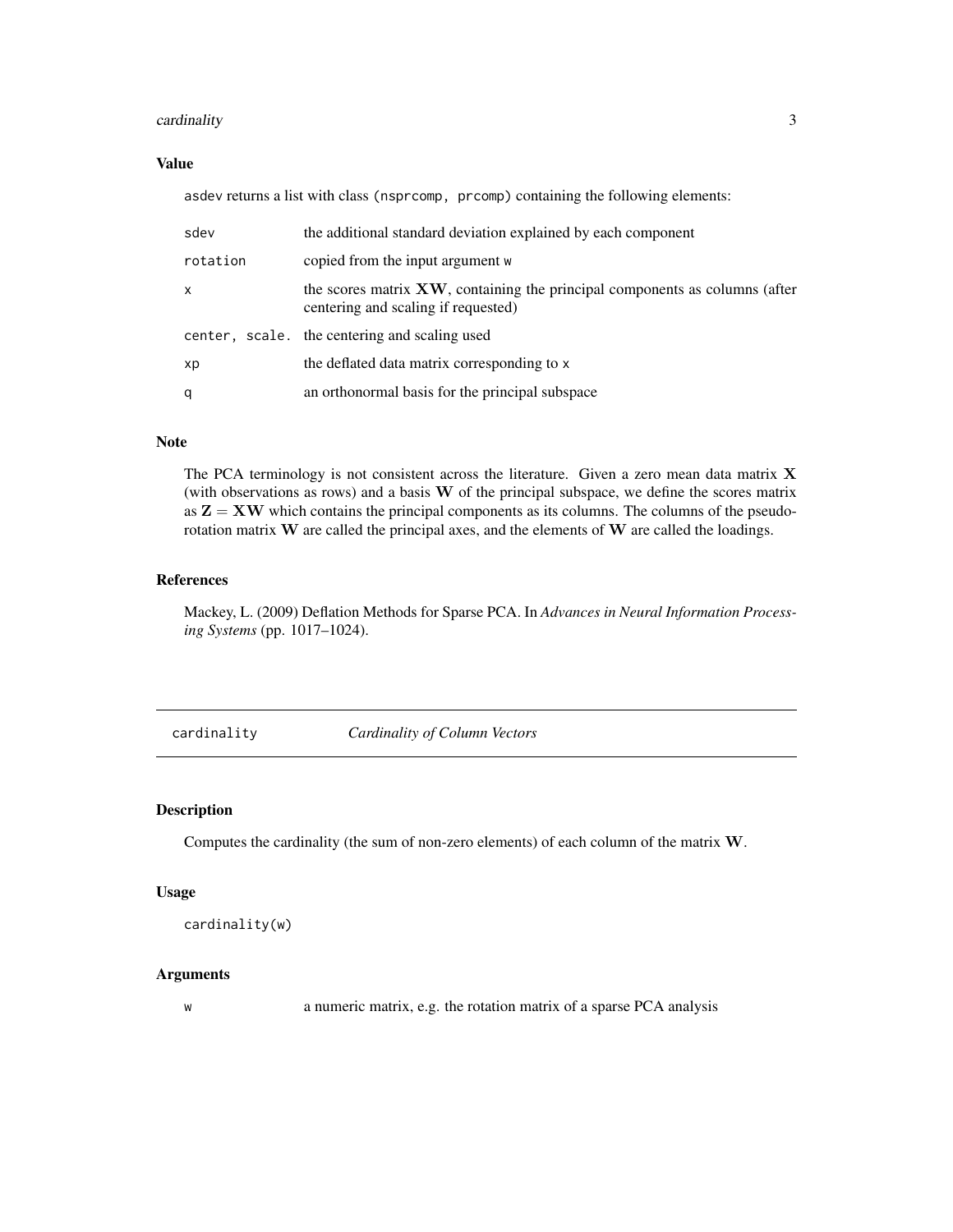## Value

asdev returns a list with class (nsprcomp, prcomp) containing the following elements:

| | |
|---|---|
| sdev | the additional standard deviation explained by each component |
| rotation | copied from the input argument w |
| x | the scores matrix $\mathbf{XW}$, containing the principal components as columns (after centering and scaling if requested) |
| center, scale. | the centering and scaling used |
| xp | the deflated data matrix corresponding to x |
| q | an orthonormal basis for the principal subspace |

## Note

The PCA terminology is not consistent across the literature. Given a zero mean data matrix $\mathbf{X}$ (with observations as rows) and a basis $\mathbf{W}$ of the principal subspace, we define the scores matrix as $\mathbf{Z} = \mathbf{XW}$ which contains the principal components as its columns. The columns of the pseudo-rotation matrix $\mathbf{W}$ are called the principal axes, and the elements of $\mathbf{W}$ are called the loadings.

## References

Mackey, L. (2009) Deflation Methods for Sparse PCA. In *Advances in Neural Information Processing Systems* (pp. 1017–1024).

---

# cardinality — *Cardinality of Column Vectors*

## Description

Computes the cardinality (the sum of non-zero elements) of each column of the matrix $\mathbf{W}$.

## Usage

```
cardinality(w)
```

## Arguments

| | |
|---|---|
| w | a numeric matrix, e.g. the rotation matrix of a sparse PCA analysis |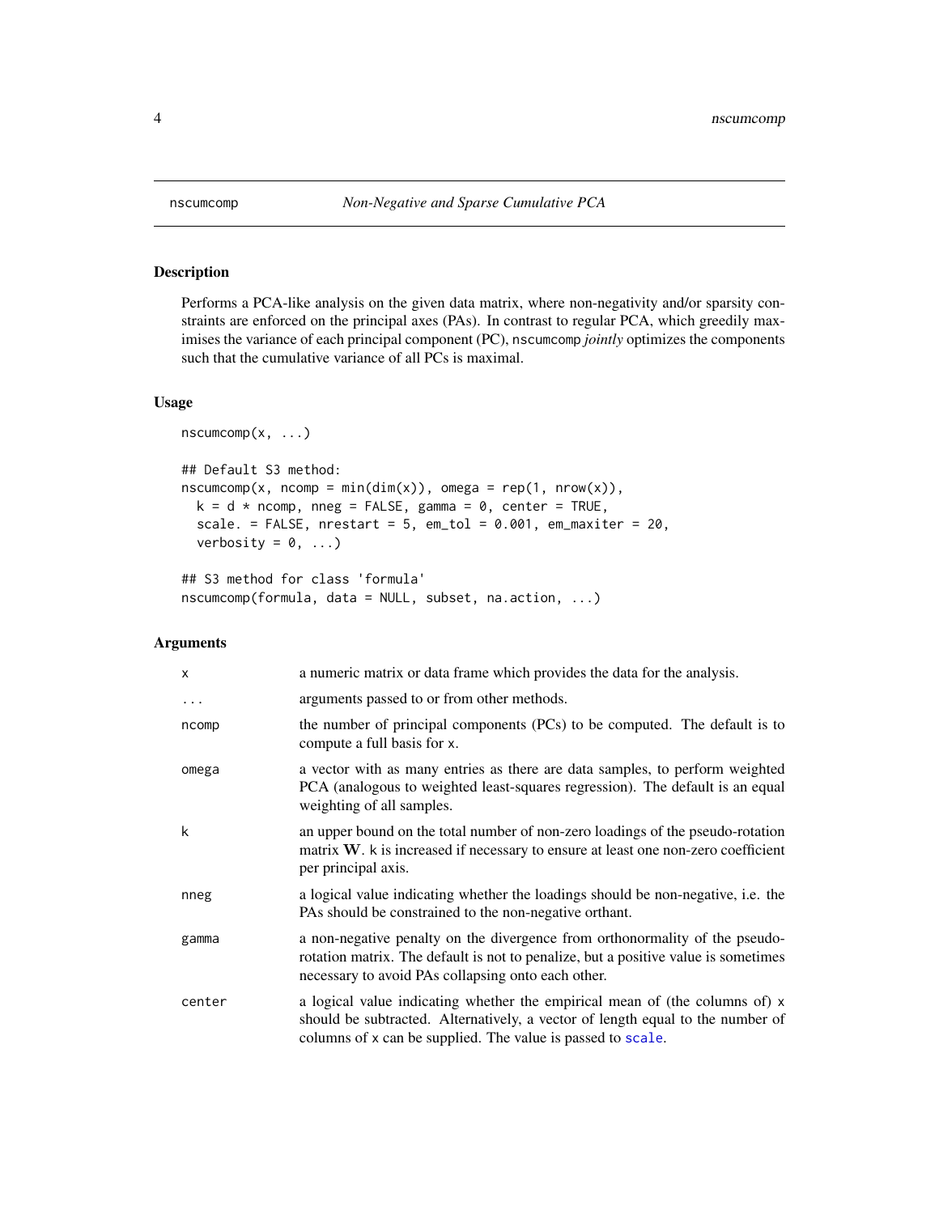# nscumcomp — *Non-Negative and Sparse Cumulative PCA*

## Description

Performs a PCA-like analysis on the given data matrix, where non-negativity and/or sparsity constraints are enforced on the principal axes (PAs). In contrast to regular PCA, which greedily maximises the variance of each principal component (PC), nscumcomp *jointly* optimizes the components such that the cumulative variance of all PCs is maximal.

## Usage

```
nscumcomp(x, ...)

## Default S3 method:
nscumcomp(x, ncomp = min(dim(x)), omega = rep(1, nrow(x)),
  k = d * ncomp, nneg = FALSE, gamma = 0, center = TRUE,
  scale. = FALSE, nrestart = 5, em_tol = 0.001, em_maxiter = 20,
  verbosity = 0, ...)

## S3 method for class 'formula'
nscumcomp(formula, data = NULL, subset, na.action, ...)
```

## Arguments

| Argument | Description |
|---|---|
| x | a numeric matrix or data frame which provides the data for the analysis. |
| ... | arguments passed to or from other methods. |
| ncomp | the number of principal components (PCs) to be computed. The default is to compute a full basis for x. |
| omega | a vector with as many entries as there are data samples, to perform weighted PCA (analogous to weighted least-squares regression). The default is an equal weighting of all samples. |
| k | an upper bound on the total number of non-zero loadings of the pseudo-rotation matrix $\mathbf{W}$. k is increased if necessary to ensure at least one non-zero coefficient per principal axis. |
| nneg | a logical value indicating whether the loadings should be non-negative, i.e. the PAs should be constrained to the non-negative orthant. |
| gamma | a non-negative penalty on the divergence from orthonormality of the pseudo-rotation matrix. The default is not to penalize, but a positive value is sometimes necessary to avoid PAs collapsing onto each other. |
| center | a logical value indicating whether the empirical mean of (the columns of) x should be subtracted. Alternatively, a vector of length equal to the number of columns of x can be supplied. The value is passed to scale. |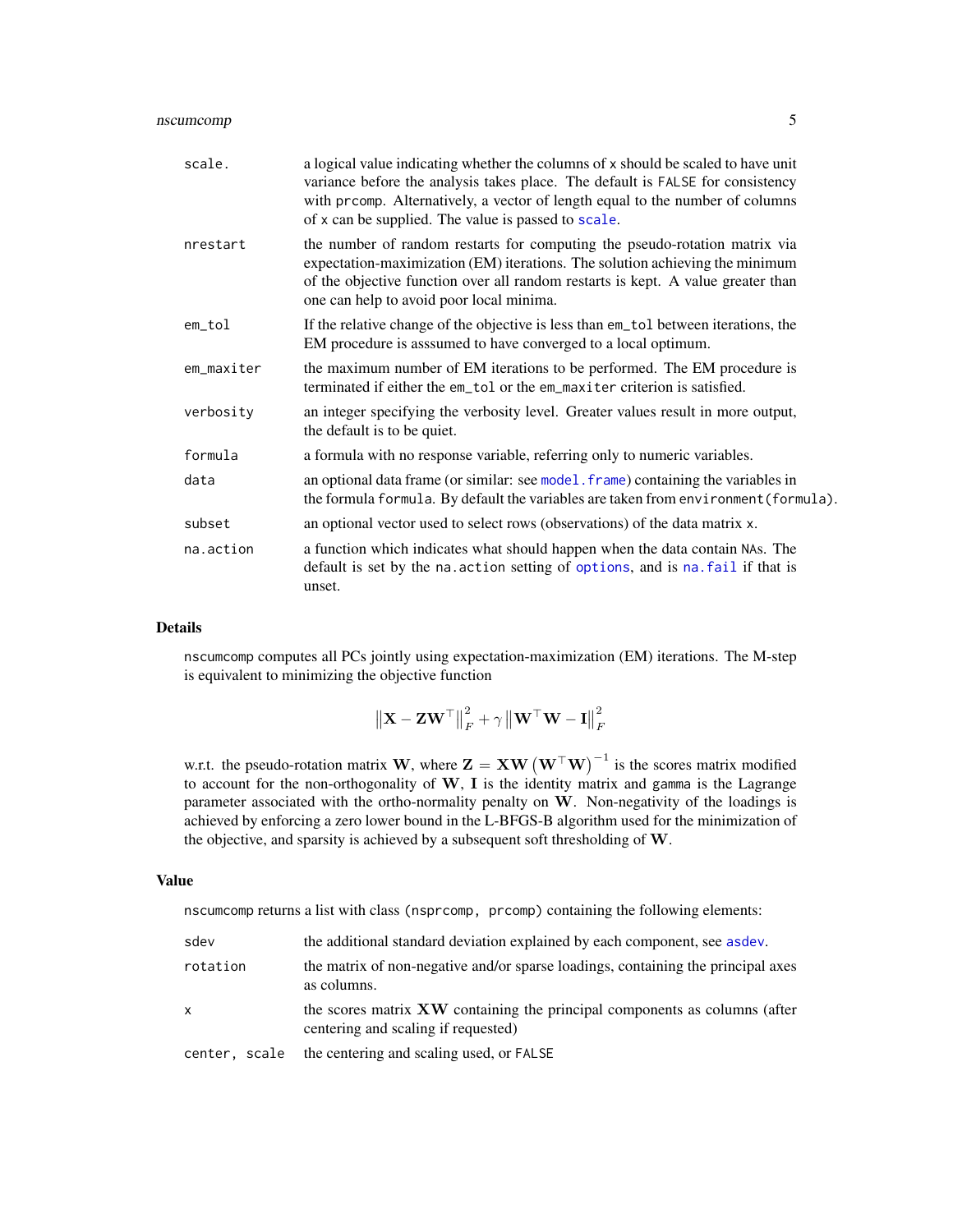| | |
|---|---|
| `scale.` | a logical value indicating whether the columns of `x` should be scaled to have unit variance before the analysis takes place. The default is `FALSE` for consistency with `prcomp`. Alternatively, a vector of length equal to the number of columns of `x` can be supplied. The value is passed to `scale`. |
| `nrestart` | the number of random restarts for computing the pseudo-rotation matrix via expectation-maximization (EM) iterations. The solution achieving the minimum of the objective function over all random restarts is kept. A value greater than one can help to avoid poor local minima. |
| `em_tol` | If the relative change of the objective is less than `em_tol` between iterations, the EM procedure is asssumed to have converged to a local optimum. |
| `em_maxiter` | the maximum number of EM iterations to be performed. The EM procedure is terminated if either the `em_tol` or the `em_maxiter` criterion is satisfied. |
| `verbosity` | an integer specifying the verbosity level. Greater values result in more output, the default is to be quiet. |
| `formula` | a formula with no response variable, referring only to numeric variables. |
| `data` | an optional data frame (or similar: see `model.frame`) containing the variables in the formula `formula`. By default the variables are taken from `environment(formula)`. |
| `subset` | an optional vector used to select rows (observations) of the data matrix `x`. |
| `na.action` | a function which indicates what should happen when the data contain `NA`s. The default is set by the `na.action` setting of `options`, and is `na.fail` if that is unset. |

## Details

`nscumcomp` computes all PCs jointly using expectation-maximization (EM) iterations. The M-step is equivalent to minimizing the objective function

$$\left\|\mathbf{X} - \mathbf{Z}\mathbf{W}^\top\right\|_F^2 + \gamma \left\|\mathbf{W}^\top\mathbf{W} - \mathbf{I}\right\|_F^2$$

w.r.t. the pseudo-rotation matrix $\mathbf{W}$, where $\mathbf{Z} = \mathbf{X}\mathbf{W}\left(\mathbf{W}^\top\mathbf{W}\right)^{-1}$ is the scores matrix modified to account for the non-orthogonality of $\mathbf{W}$, $\mathbf{I}$ is the identity matrix and `gamma` is the Lagrange parameter associated with the ortho-normality penalty on $\mathbf{W}$. Non-negativity of the loadings is achieved by enforcing a zero lower bound in the L-BFGS-B algorithm used for the minimization of the objective, and sparsity is achieved by a subsequent soft thresholding of $\mathbf{W}$.

## Value

`nscumcomp` returns a list with class `(nsprcomp, prcomp)` containing the following elements:

| | |
|---|---|
| `sdev` | the additional standard deviation explained by each component, see `asdev`. |
| `rotation` | the matrix of non-negative and/or sparse loadings, containing the principal axes as columns. |
| `x` | the scores matrix $\mathbf{X}\mathbf{W}$ containing the principal components as columns (after centering and scaling if requested) |
| `center, scale` | the centering and scaling used, or `FALSE` |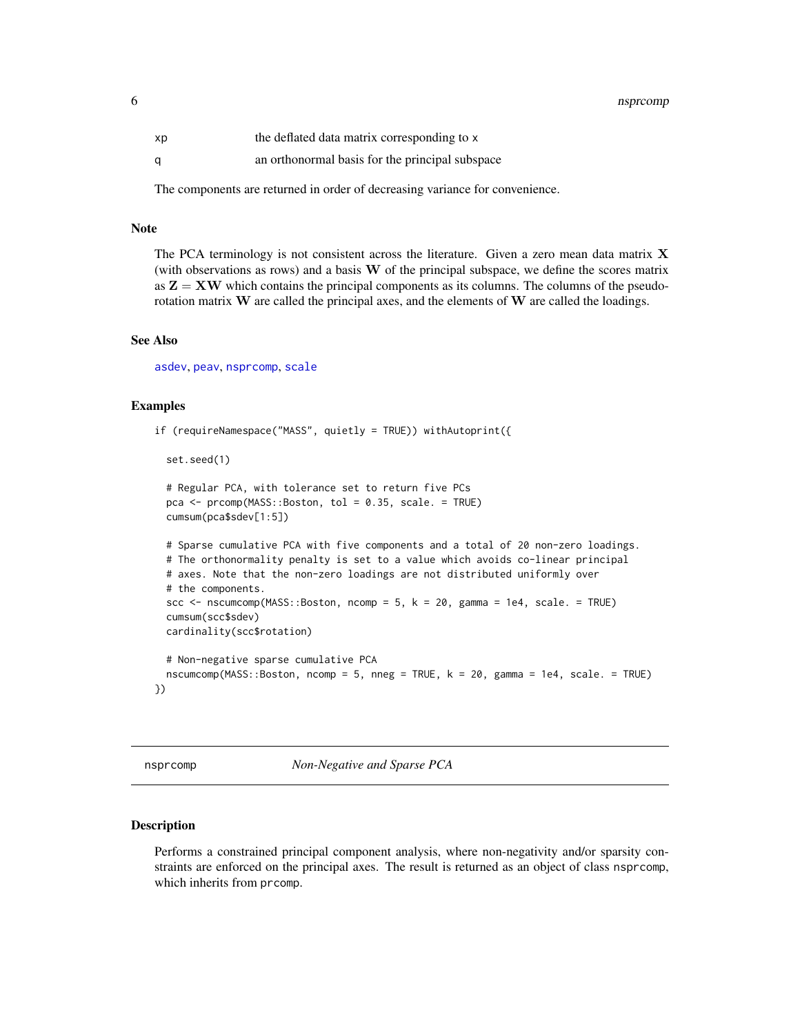| | |
|---|---|
| xp | the deflated data matrix corresponding to x |
| q | an orthonormal basis for the principal subspace |

The components are returned in order of decreasing variance for convenience.

### Note

The PCA terminology is not consistent across the literature. Given a zero mean data matrix $\mathbf{X}$ (with observations as rows) and a basis $\mathbf{W}$ of the principal subspace, we define the scores matrix as $\mathbf{Z} = \mathbf{X}\mathbf{W}$ which contains the principal components as its columns. The columns of the pseudo-rotation matrix $\mathbf{W}$ are called the principal axes, and the elements of $\mathbf{W}$ are called the loadings.

### See Also

asdev, peav, nsprcomp, scale

### Examples

```
if (requireNamespace("MASS", quietly = TRUE)) withAutoprint({

  set.seed(1)

  # Regular PCA, with tolerance set to return five PCs
  pca <- prcomp(MASS::Boston, tol = 0.35, scale. = TRUE)
  cumsum(pca$sdev[1:5])

  # Sparse cumulative PCA with five components and a total of 20 non-zero loadings.
  # The orthonormality penalty is set to a value which avoids co-linear principal
  # axes. Note that the non-zero loadings are not distributed uniformly over
  # the components.
  scc <- nscumcomp(MASS::Boston, ncomp = 5, k = 20, gamma = 1e4, scale. = TRUE)
  cumsum(scc$sdev)
  cardinality(scc$rotation)

  # Non-negative sparse cumulative PCA
  nscumcomp(MASS::Boston, ncomp = 5, nneg = TRUE, k = 20, gamma = 1e4, scale. = TRUE)
})
```

---

## nsprcomp — *Non-Negative and Sparse PCA*

### Description

Performs a constrained principal component analysis, where non-negativity and/or sparsity constraints are enforced on the principal axes. The result is returned as an object of class nsprcomp, which inherits from prcomp.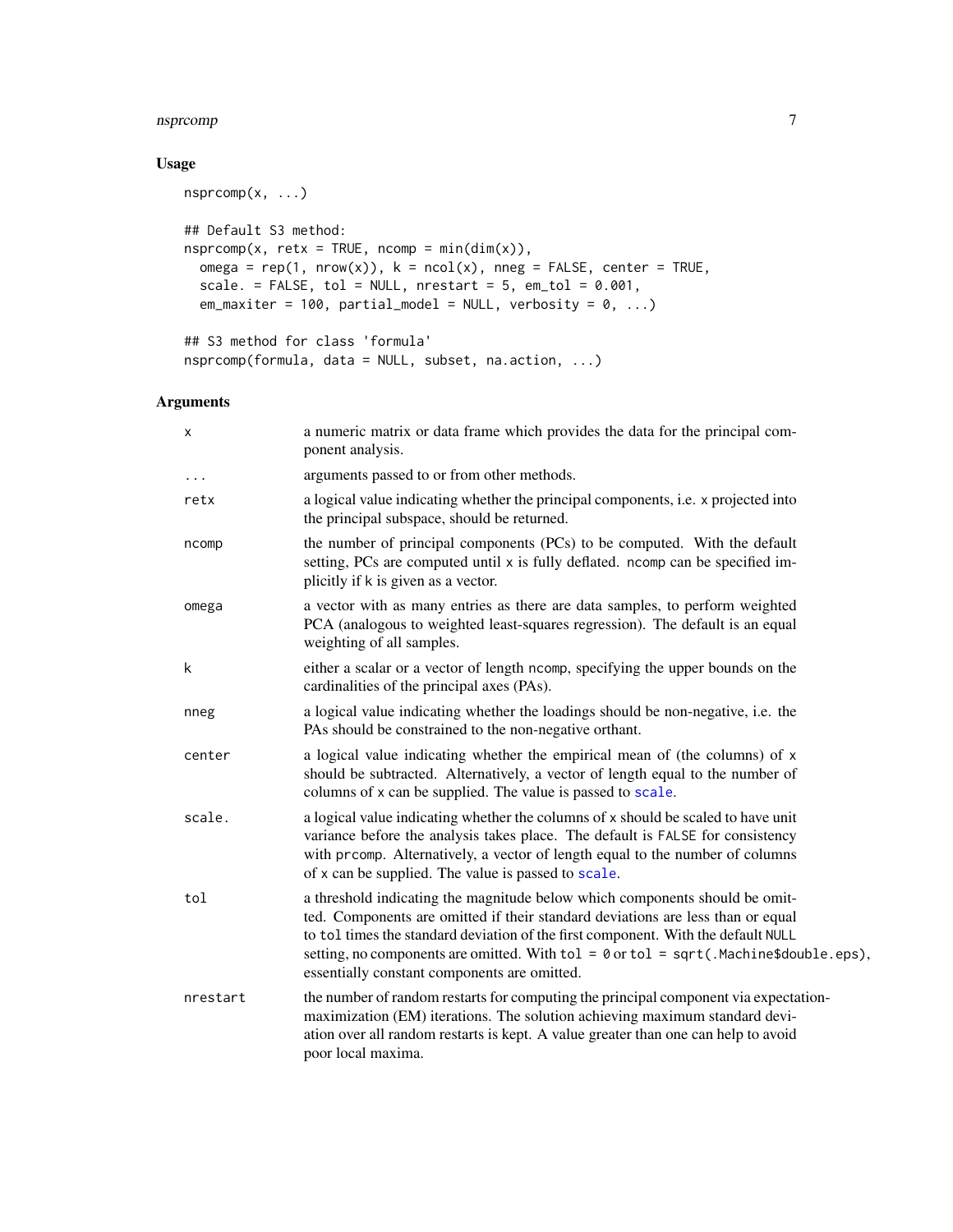## Usage

```
nsprcomp(x, ...)

## Default S3 method:
nsprcomp(x, retx = TRUE, ncomp = min(dim(x)),
  omega = rep(1, nrow(x)), k = ncol(x), nneg = FALSE, center = TRUE,
  scale. = FALSE, tol = NULL, nrestart = 5, em_tol = 0.001,
  em_maxiter = 100, partial_model = NULL, verbosity = 0, ...)

## S3 method for class 'formula'
nsprcomp(formula, data = NULL, subset, na.action, ...)
```

## Arguments

| Argument | Description |
| --- | --- |
| `x` | a numeric matrix or data frame which provides the data for the principal component analysis. |
| `...` | arguments passed to or from other methods. |
| `retx` | a logical value indicating whether the principal components, i.e. `x` projected into the principal subspace, should be returned. |
| `ncomp` | the number of principal components (PCs) to be computed. With the default setting, PCs are computed until `x` is fully deflated. `ncomp` can be specified implicitly if `k` is given as a vector. |
| `omega` | a vector with as many entries as there are data samples, to perform weighted PCA (analogous to weighted least-squares regression). The default is an equal weighting of all samples. |
| `k` | either a scalar or a vector of length `ncomp`, specifying the upper bounds on the cardinalities of the principal axes (PAs). |
| `nneg` | a logical value indicating whether the loadings should be non-negative, i.e. the PAs should be constrained to the non-negative orthant. |
| `center` | a logical value indicating whether the empirical mean of (the columns) of `x` should be subtracted. Alternatively, a vector of length equal to the number of columns of `x` can be supplied. The value is passed to `scale`. |
| `scale.` | a logical value indicating whether the columns of `x` should be scaled to have unit variance before the analysis takes place. The default is `FALSE` for consistency with `prcomp`. Alternatively, a vector of length equal to the number of columns of `x` can be supplied. The value is passed to `scale`. |
| `tol` | a threshold indicating the magnitude below which components should be omitted. Components are omitted if their standard deviations are less than or equal to `tol` times the standard deviation of the first component. With the default `NULL` setting, no components are omitted. With `tol = 0` or `tol = sqrt(.Machine$double.eps)`, essentially constant components are omitted. |
| `nrestart` | the number of random restarts for computing the principal component via expectation-maximization (EM) iterations. The solution achieving maximum standard deviation over all random restarts is kept. A value greater than one can help to avoid poor local maxima. |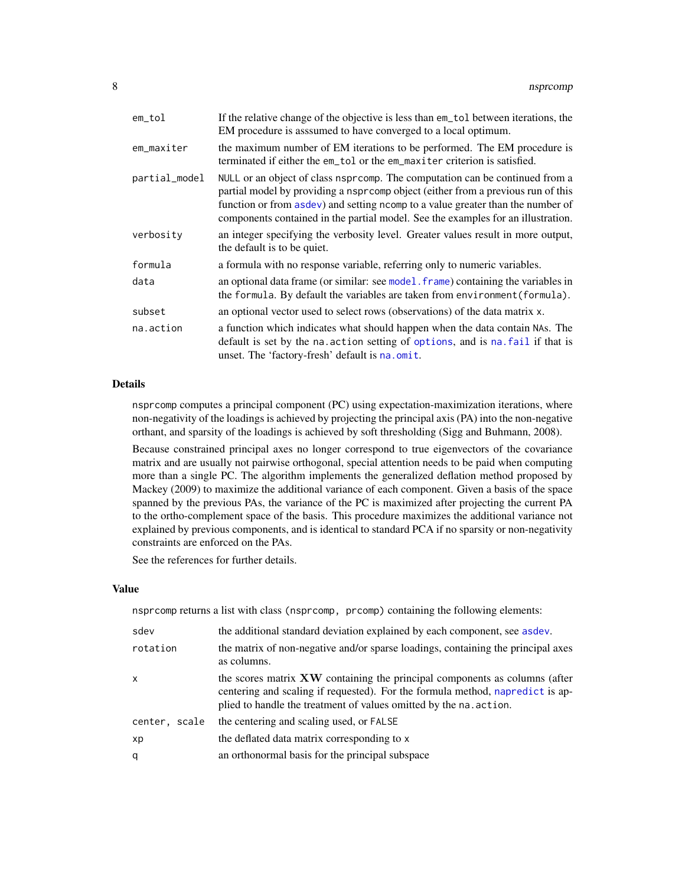| | |
|---|---|
| em_tol | If the relative change of the objective is less than em_tol between iterations, the EM procedure is asssumed to have converged to a local optimum. |
| em_maxiter | the maximum number of EM iterations to be performed. The EM procedure is terminated if either the em_tol or the em_maxiter criterion is satisfied. |
| partial_model | NULL or an object of class nsprcomp. The computation can be continued from a partial model by providing a nsprcomp object (either from a previous run of this function or from asdev) and setting ncomp to a value greater than the number of components contained in the partial model. See the examples for an illustration. |
| verbosity | an integer specifying the verbosity level. Greater values result in more output, the default is to be quiet. |
| formula | a formula with no response variable, referring only to numeric variables. |
| data | an optional data frame (or similar: see model.frame) containing the variables in the formula. By default the variables are taken from environment(formula). |
| subset | an optional vector used to select rows (observations) of the data matrix x. |
| na.action | a function which indicates what should happen when the data contain NAs. The default is set by the na.action setting of options, and is na.fail if that is unset. The 'factory-fresh' default is na.omit. |

## Details

nsprcomp computes a principal component (PC) using expectation-maximization iterations, where non-negativity of the loadings is achieved by projecting the principal axis (PA) into the non-negative orthant, and sparsity of the loadings is achieved by soft thresholding (Sigg and Buhmann, 2008).

Because constrained principal axes no longer correspond to true eigenvectors of the covariance matrix and are usually not pairwise orthogonal, special attention needs to be paid when computing more than a single PC. The algorithm implements the generalized deflation method proposed by Mackey (2009) to maximize the additional variance of each component. Given a basis of the space spanned by the previous PAs, the variance of the PC is maximized after projecting the current PA to the ortho-complement space of the basis. This procedure maximizes the additional variance not explained by previous components, and is identical to standard PCA if no sparsity or non-negativity constraints are enforced on the PAs.

See the references for further details.

## Value

nsprcomp returns a list with class (nsprcomp, prcomp) containing the following elements:

| | |
|---|---|
| sdev | the additional standard deviation explained by each component, see asdev. |
| rotation | the matrix of non-negative and/or sparse loadings, containing the principal axes as columns. |
| x | the scores matrix $\mathbf{XW}$ containing the principal components as columns (after centering and scaling if requested). For the formula method, napredict is applied to handle the treatment of values omitted by the na.action. |
| center, scale | the centering and scaling used, or FALSE |
| xp | the deflated data matrix corresponding to x |
| q | an orthonormal basis for the principal subspace |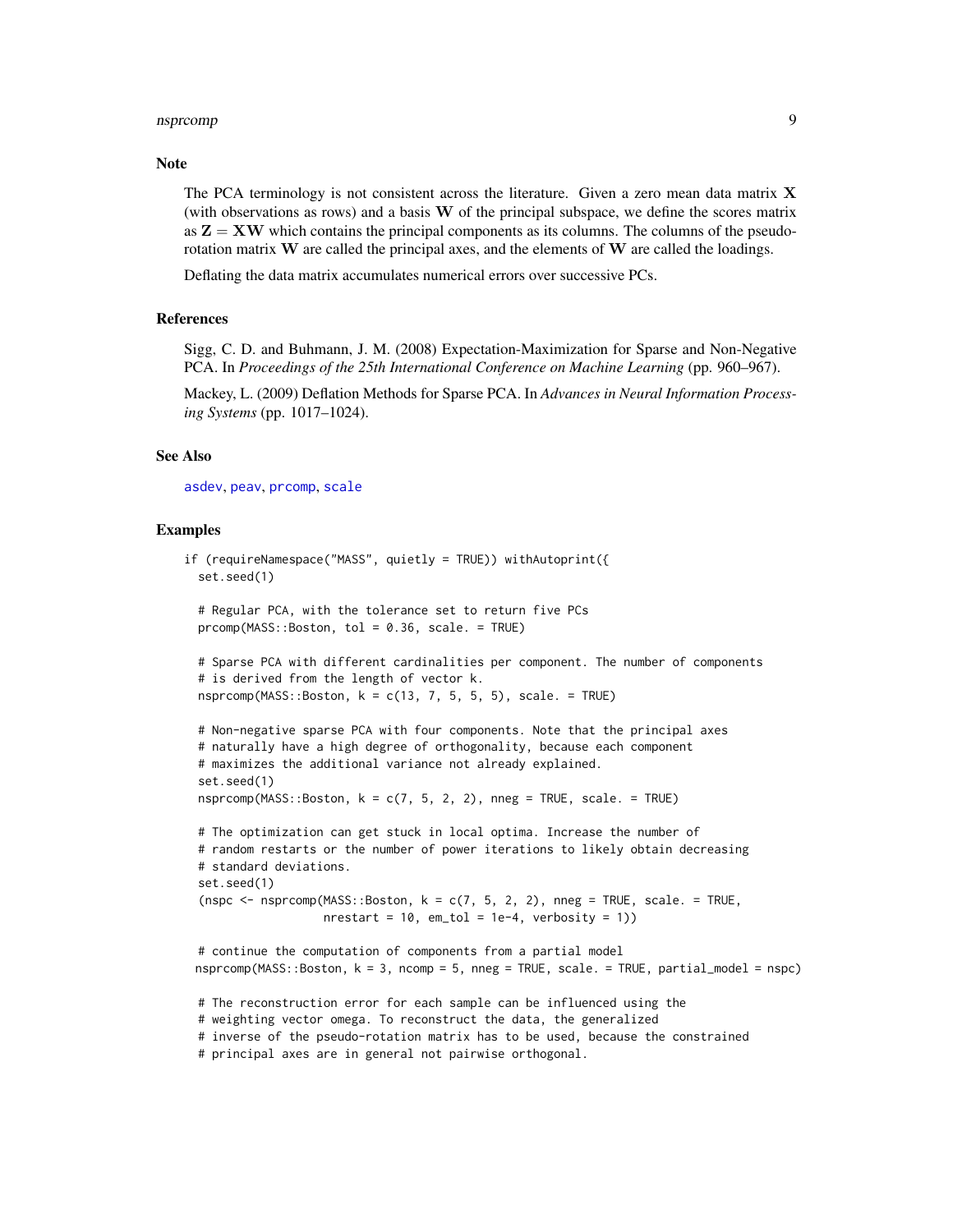### Note

The PCA terminology is not consistent across the literature. Given a zero mean data matrix $\mathbf{X}$ (with observations as rows) and a basis $\mathbf{W}$ of the principal subspace, we define the scores matrix as $\mathbf{Z} = \mathbf{XW}$ which contains the principal components as its columns. The columns of the pseudo-rotation matrix $\mathbf{W}$ are called the principal axes, and the elements of $\mathbf{W}$ are called the loadings.

Deflating the data matrix accumulates numerical errors over successive PCs.

### References

Sigg, C. D. and Buhmann, J. M. (2008) Expectation-Maximization for Sparse and Non-Negative PCA. In *Proceedings of the 25th International Conference on Machine Learning* (pp. 960–967).

Mackey, L. (2009) Deflation Methods for Sparse PCA. In *Advances in Neural Information Processing Systems* (pp. 1017–1024).

### See Also

asdev, peav, prcomp, scale

### Examples

```
if (requireNamespace("MASS", quietly = TRUE)) withAutoprint({
  set.seed(1)

  # Regular PCA, with the tolerance set to return five PCs
  prcomp(MASS::Boston, tol = 0.36, scale. = TRUE)

  # Sparse PCA with different cardinalities per component. The number of components
  # is derived from the length of vector k.
  nsprcomp(MASS::Boston, k = c(13, 7, 5, 5, 5), scale. = TRUE)

  # Non-negative sparse PCA with four components. Note that the principal axes
  # naturally have a high degree of orthogonality, because each component
  # maximizes the additional variance not already explained.
  set.seed(1)
  nsprcomp(MASS::Boston, k = c(7, 5, 2, 2), nneg = TRUE, scale. = TRUE)

  # The optimization can get stuck in local optima. Increase the number of
  # random restarts or the number of power iterations to likely obtain decreasing
  # standard deviations.
  set.seed(1)
  (nspc <- nsprcomp(MASS::Boston, k = c(7, 5, 2, 2), nneg = TRUE, scale. = TRUE,
                    nrestart = 10, em_tol = 1e-4, verbosity = 1))

  # continue the computation of components from a partial model
 nsprcomp(MASS::Boston, k = 3, ncomp = 5, nneg = TRUE, scale. = TRUE, partial_model = nspc)

  # The reconstruction error for each sample can be influenced using the
  # weighting vector omega. To reconstruct the data, the generalized
  # inverse of the pseudo-rotation matrix has to be used, because the constrained
  # principal axes are in general not pairwise orthogonal.
```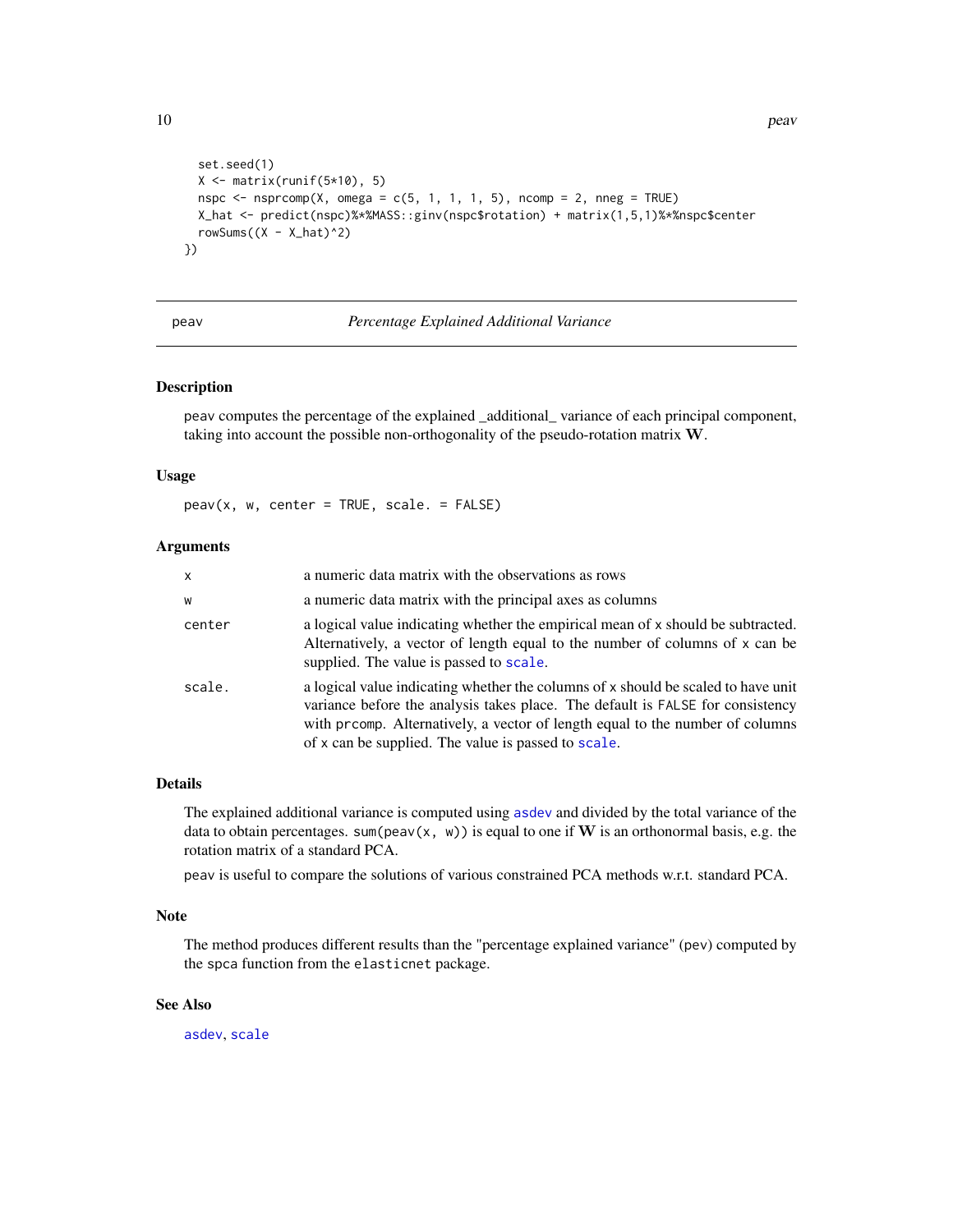```
  set.seed(1)
  X <- matrix(runif(5*10), 5)
  nspc <- nsprcomp(X, omega = c(5, 1, 1, 1, 5), ncomp = 2, nneg = TRUE)
  X_hat <- predict(nspc)%*%MASS::ginv(nspc$rotation) + matrix(1,5,1)%*%nspc$center
  rowSums((X - X_hat)^2)
})
```

---

## peav — *Percentage Explained Additional Variance*

### Description

peav computes the percentage of the explained _additional_ variance of each principal component, taking into account the possible non-orthogonality of the pseudo-rotation matrix $\mathbf{W}$.

### Usage

```
peav(x, w, center = TRUE, scale. = FALSE)
```

### Arguments

| | |
|---|---|
| x | a numeric data matrix with the observations as rows |
| w | a numeric data matrix with the principal axes as columns |
| center | a logical value indicating whether the empirical mean of x should be subtracted. Alternatively, a vector of length equal to the number of columns of x can be supplied. The value is passed to scale. |
| scale. | a logical value indicating whether the columns of x should be scaled to have unit variance before the analysis takes place. The default is FALSE for consistency with prcomp. Alternatively, a vector of length equal to the number of columns of x can be supplied. The value is passed to scale. |

### Details

The explained additional variance is computed using asdev and divided by the total variance of the data to obtain percentages. sum(peav(x, w)) is equal to one if $\mathbf{W}$ is an orthonormal basis, e.g. the rotation matrix of a standard PCA.

peav is useful to compare the solutions of various constrained PCA methods w.r.t. standard PCA.

### Note

The method produces different results than the "percentage explained variance" (pev) computed by the spca function from the elasticnet package.

### See Also

asdev, scale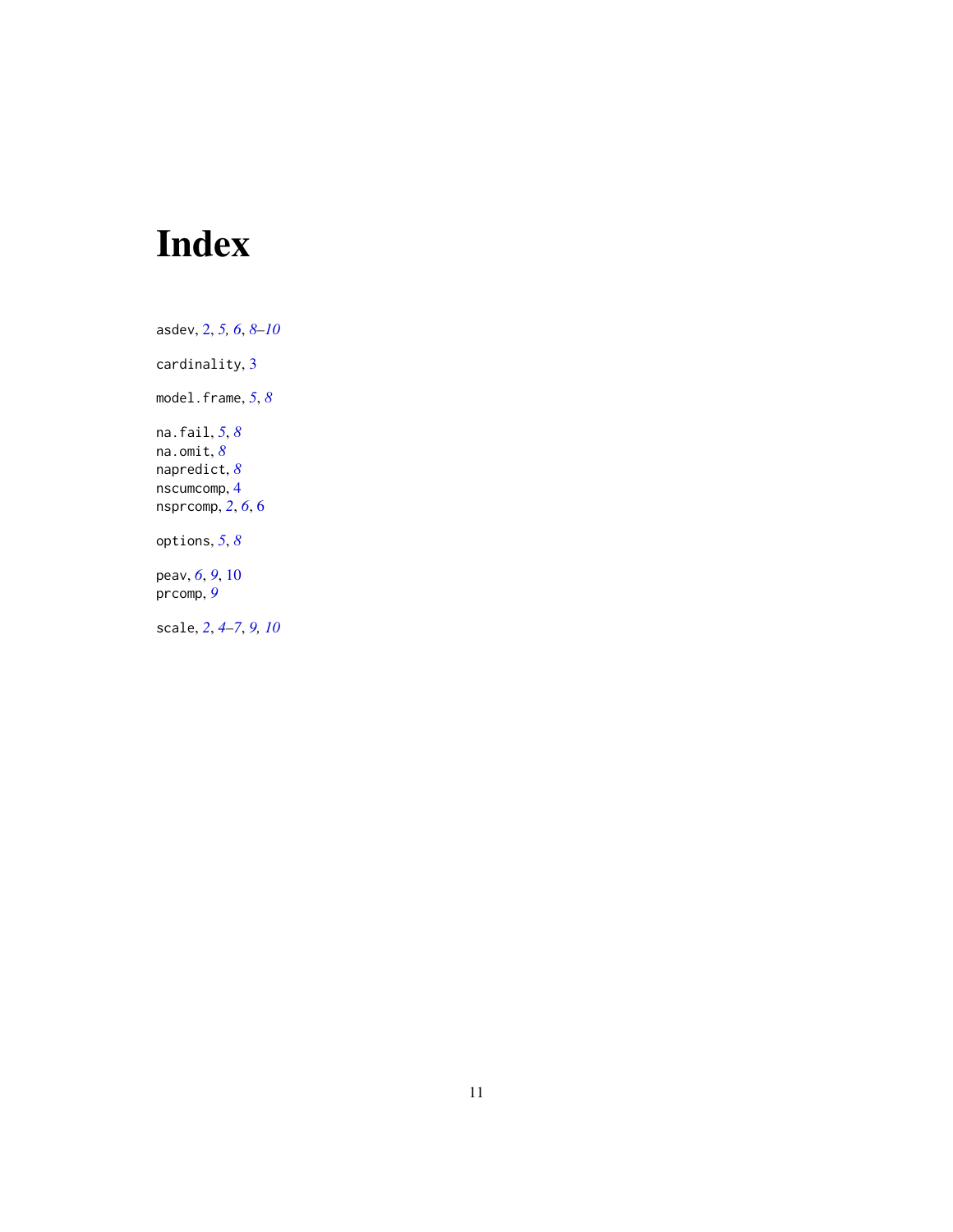# Index

asdev, 2, *5, 6*, *8–10*

cardinality, 3

model.frame, *5*, *8*

na.fail, *5*, *8*
na.omit, *8*
napredict, *8*
nscumcomp, 4
nsprcomp, *2*, *6*, 6

options, *5*, *8*

peav, *6*, *9*, 10
prcomp, *9*

scale, *2*, *4–7*, *9, 10*